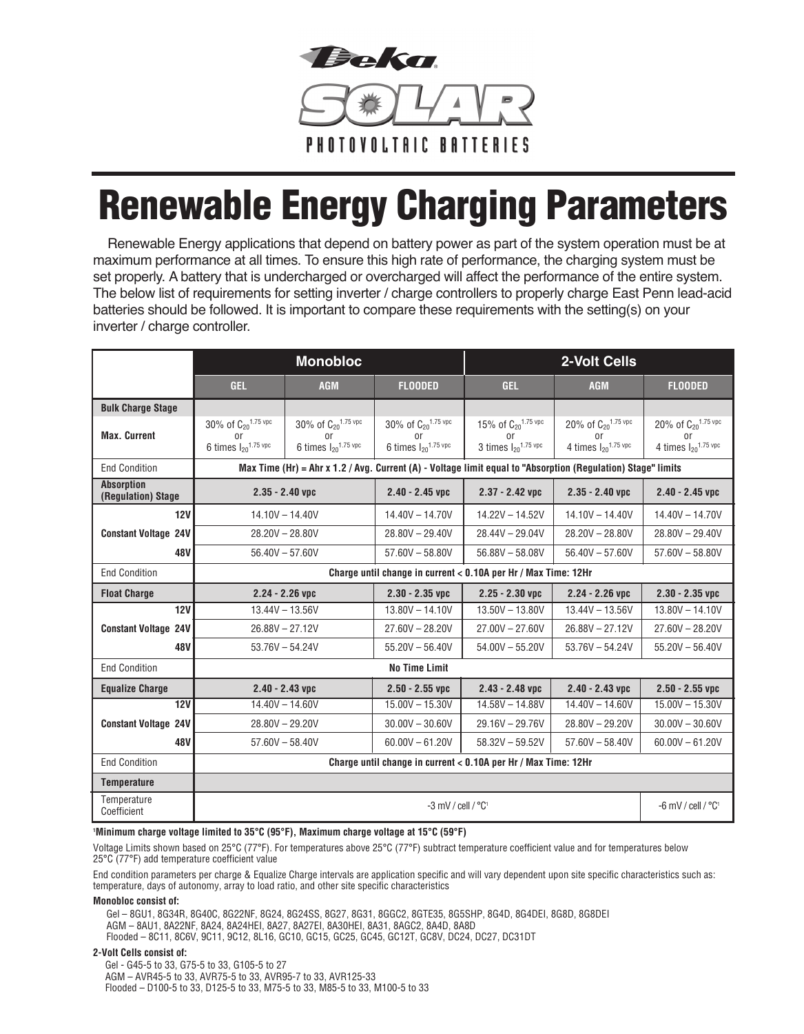# Deka SOLAR

PHOTOVOLTAIC BATTERIES

# Renewable Energy Charging Parameters

Renewable Energy applications that depend on battery power as part of the system operation must be at maximum performance at all times. To ensure this high rate of performance, the charging system must be set properly. A battery that is undercharged or overcharged will affect the performance of the entire system. The below list of requirements for setting inverter / charge controllers to properly charge East Penn lead-acid batteries should be followed. It is important to compare these requirements with the setting(s) on your inverter / charge controller.

| | Monobloc | | | 2-Volt Cells | | |
|---|---|---|---|---|---|---|
| | GEL | AGM | FLOODED | GEL | AGM | FLOODED |
| **Bulk Charge Stage** | | | | | | |
| **Max. Current** | 30% of $C_{20}^{1.75\ vpc}$ or 6 times $I_{20}^{1.75\ vpc}$ | 30% of $C_{20}^{1.75\ vpc}$ or 6 times $I_{20}^{1.75\ vpc}$ | 30% of $C_{20}^{1.75\ vpc}$ or 6 times $I_{20}^{1.75\ vpc}$ | 15% of $C_{20}^{1.75\ vpc}$ or 3 times $I_{20}^{1.75\ vpc}$ | 20% of $C_{20}^{1.75\ vpc}$ or 4 times $I_{20}^{1.75\ vpc}$ | 20% of $C_{20}^{1.75\ vpc}$ or 4 times $I_{20}^{1.75\ vpc}$ |
| End Condition | **Max Time (Hr) = Ahr x 1.2 / Avg. Current (A) - Voltage limit equal to "Absorption (Regulation) Stage" limits** | | | | | |
| **Absorption (Regulation) Stage** | **2.35 - 2.40 vpc** | | **2.40 - 2.45 vpc** | **2.37 - 2.42 vpc** | **2.35 - 2.40 vpc** | **2.40 - 2.45 vpc** |
| **Constant Voltage 12V** | 14.10V – 14.40V | | 14.40V – 14.70V | 14.22V – 14.52V | 14.10V – 14.40V | 14.40V – 14.70V |
| **Constant Voltage 24V** | 28.20V – 28.80V | | 28.80V – 29.40V | 28.44V – 29.04V | 28.20V – 28.80V | 28.80V – 29.40V |
| **Constant Voltage 48V** | 56.40V – 57.60V | | 57.60V – 58.80V | 56.88V – 58.08V | 56.40V – 57.60V | 57.60V – 58.80V |
| End Condition | **Charge until change in current < 0.10A per Hr / Max Time: 12Hr** | | | | | |
| **Float Charge** | **2.24 - 2.26 vpc** | | **2.30 - 2.35 vpc** | **2.25 - 2.30 vpc** | **2.24 - 2.26 vpc** | **2.30 - 2.35 vpc** |
| **Constant Voltage 12V** | 13.44V – 13.56V | | 13.80V – 14.10V | 13.50V – 13.80V | 13.44V – 13.56V | 13.80V – 14.10V |
| **Constant Voltage 24V** | 26.88V – 27.12V | | 27.60V – 28.20V | 27.00V – 27.60V | 26.88V – 27.12V | 27.60V – 28.20V |
| **Constant Voltage 48V** | 53.76V – 54.24V | | 55.20V – 56.40V | 54.00V – 55.20V | 53.76V – 54.24V | 55.20V – 56.40V |
| End Condition | **No Time Limit** | | | | | |
| **Equalize Charge** | **2.40 - 2.43 vpc** | | **2.50 - 2.55 vpc** | **2.43 - 2.48 vpc** | **2.40 - 2.43 vpc** | **2.50 - 2.55 vpc** |
| **Constant Voltage 12V** | 14.40V – 14.60V | | 15.00V – 15.30V | 14.58V – 14.88V | 14.40V – 14.60V | 15.00V – 15.30V |
| **Constant Voltage 24V** | 28.80V – 29.20V | | 30.00V – 30.60V | 29.16V – 29.76V | 28.80V – 29.20V | 30.00V – 30.60V |
| **Constant Voltage 48V** | 57.60V – 58.40V | | 60.00V – 61.20V | 58.32V – 59.52V | 57.60V – 58.40V | 60.00V – 61.20V |
| End Condition | **Charge until change in current < 0.10A per Hr / Max Time: 12Hr** | | | | | |
| **Temperature** | | | | | | |
| Temperature Coefficient | -3 mV / cell / °C[1] | | | | | -6 mV / cell / °C[1] |

[1] **Minimum charge voltage limited to 35°C (95°F), Maximum charge voltage at 15°C (59°F)**

Voltage Limits shown based on 25°C (77°F). For temperatures above 25°C (77°F) subtract temperature coefficient value and for temperatures below 25°C (77°F) add temperature coefficient value

End condition parameters per charge & Equalize Charge intervals are application specific and will vary dependent upon site specific characteristics such as: temperature, days of autonomy, array to load ratio, and other site specific characteristics

**Monobloc consist of:**

Gel – 8GU1, 8G34R, 8G40C, 8G22NF, 8G24, 8G24SS, 8G27, 8G31, 8GGC2, 8GTE35, 8G5SHP, 8G4D, 8G4DEI, 8G8D, 8G8DEI
AGM – 8AU1, 8A22NF, 8A24, 8A24HEI, 8A27, 8A27EI, 8A30HEI, 8A31, 8AGC2, 8A4D, 8A8D
Flooded – 8C11, 8C6V, 9C11, 9C12, 8L16, GC10, GC15, GC25, GC45, GC12T, GC8V, DC24, DC27, DC31DT

**2-Volt Cells consist of:**

Gel - G45-5 to 33, G75-5 to 33, G105-5 to 27
AGM – AVR45-5 to 33, AVR75-5 to 33, AVR95-7 to 33, AVR125-33
Flooded – D100-5 to 33, D125-5 to 33, M75-5 to 33, M85-5 to 33, M100-5 to 33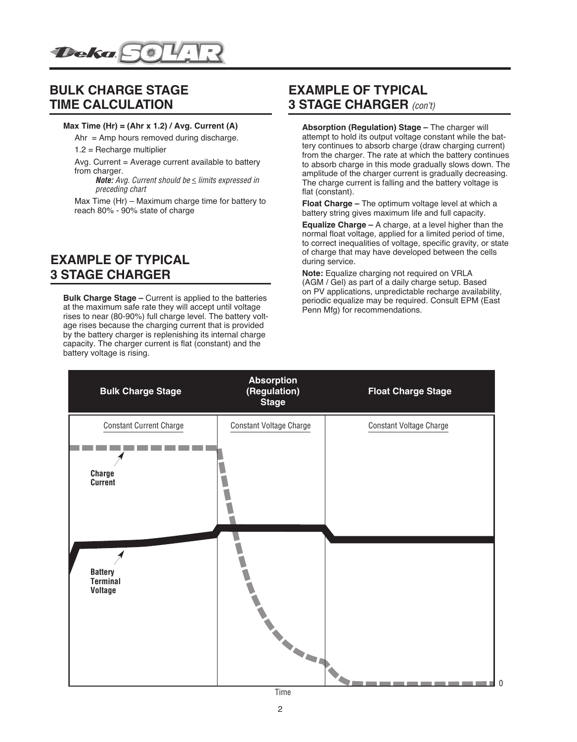## BULK CHARGE STAGE TIME CALCULATION

**Max Time (Hr) = (Ahr x 1.2) / Avg. Current (A)**

Ahr = Amp hours removed during discharge.

1.2 = Recharge multiplier

Avg. Current = Average current available to battery from charger.

***Note:*** *Avg. Current should be ≤ limits expressed in preceding chart*

Max Time (Hr) – Maximum charge time for battery to reach 80% - 90% state of charge

## EXAMPLE OF TYPICAL 3 STAGE CHARGER

**Bulk Charge Stage –** Current is applied to the batteries at the maximum safe rate they will accept until voltage rises to near (80-90%) full charge level. The battery voltage rises because the charging current that is provided by the battery charger is replenishing its internal charge capacity. The charger current is flat (constant) and the battery voltage is rising.

## EXAMPLE OF TYPICAL 3 STAGE CHARGER *(con't)*

**Absorption (Regulation) Stage –** The charger will attempt to hold its output voltage constant while the battery continues to absorb charge (draw charging current) from the charger. The rate at which the battery continues to absorb charge in this mode gradually slows down. The amplitude of the charger current is gradually decreasing. The charge current is falling and the battery voltage is flat (constant).

**Float Charge –** The optimum voltage level at which a battery string gives maximum life and full capacity.

**Equalize Charge –** A charge, at a level higher than the normal float voltage, applied for a limited period of time, to correct inequalities of voltage, specific gravity, or state of charge that may have developed between the cells during service.

**Note:** Equalize charging not required on VRLA (AGM / Gel) as part of a daily charge setup. Based on PV applications, unpredictable recharge availability, periodic equalize may be required. Consult EPM (East Penn Mfg) for recommendations.

| Bulk Charge Stage | Absorption (Regulation) Stage | Float Charge Stage |
|---|---|---|
| Constant Current Charge | Constant Voltage Charge | Constant Voltage Charge |

Charge Current

Battery Terminal Voltage

0

Time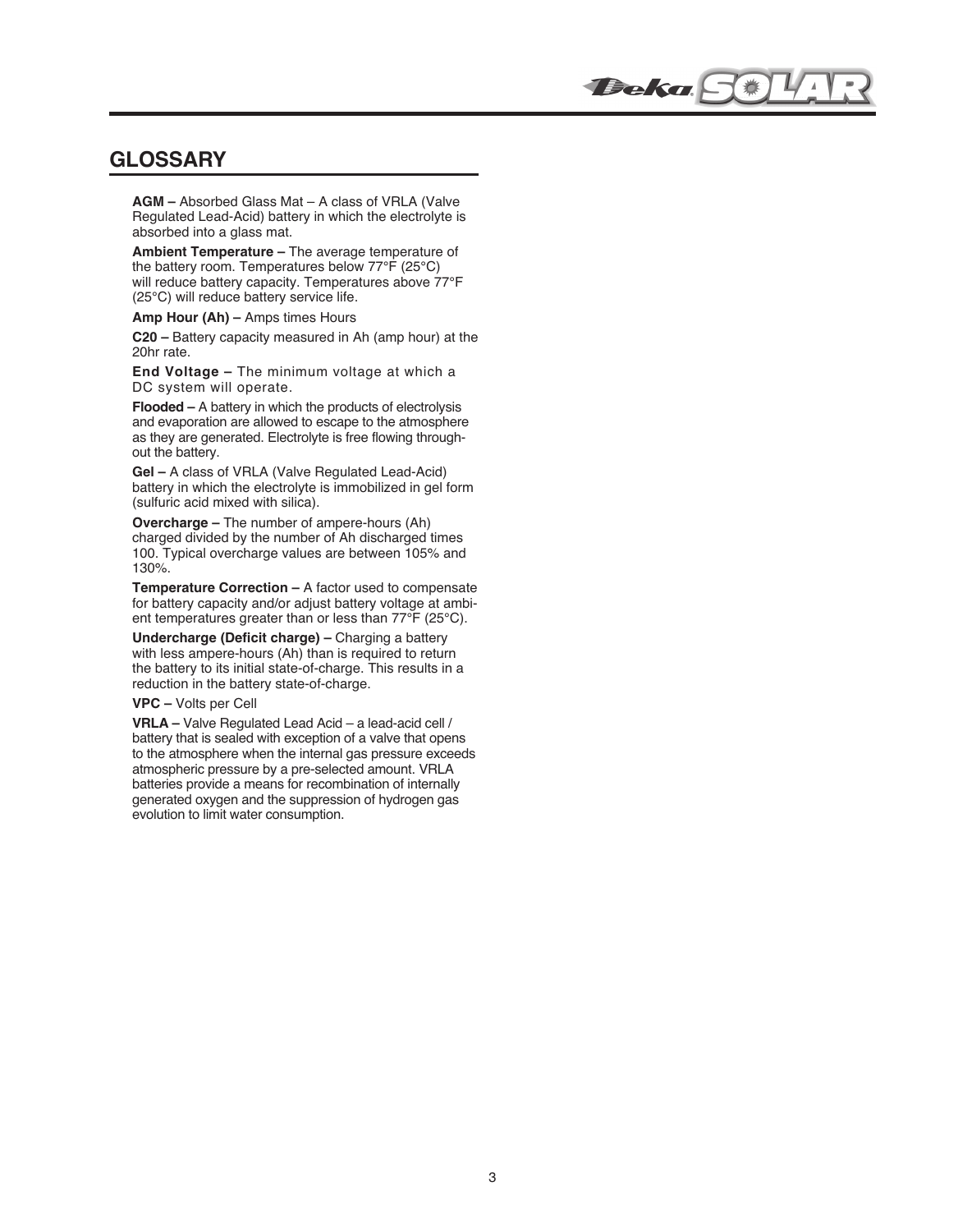## GLOSSARY

**AGM –** Absorbed Glass Mat – A class of VRLA (Valve Regulated Lead-Acid) battery in which the electrolyte is absorbed into a glass mat.

**Ambient Temperature –** The average temperature of the battery room. Temperatures below 77°F (25°C) will reduce battery capacity. Temperatures above 77°F (25°C) will reduce battery service life.

**Amp Hour (Ah) –** Amps times Hours

**C20 –** Battery capacity measured in Ah (amp hour) at the 20hr rate.

**End Voltage –** The minimum voltage at which a DC system will operate.

**Flooded –** A battery in which the products of electrolysis and evaporation are allowed to escape to the atmosphere as they are generated. Electrolyte is free flowing throughout the battery.

**Gel –** A class of VRLA (Valve Regulated Lead-Acid) battery in which the electrolyte is immobilized in gel form (sulfuric acid mixed with silica).

**Overcharge –** The number of ampere-hours (Ah) charged divided by the number of Ah discharged times 100. Typical overcharge values are between 105% and 130%.

**Temperature Correction –** A factor used to compensate for battery capacity and/or adjust battery voltage at ambient temperatures greater than or less than 77°F (25°C).

**Undercharge (Deficit charge) –** Charging a battery with less ampere-hours (Ah) than is required to return the battery to its initial state-of-charge. This results in a reduction in the battery state-of-charge.

**VPC –** Volts per Cell

**VRLA –** Valve Regulated Lead Acid – a lead-acid cell / battery that is sealed with exception of a valve that opens to the atmosphere when the internal gas pressure exceeds atmospheric pressure by a pre-selected amount. VRLA batteries provide a means for recombination of internally generated oxygen and the suppression of hydrogen gas evolution to limit water consumption.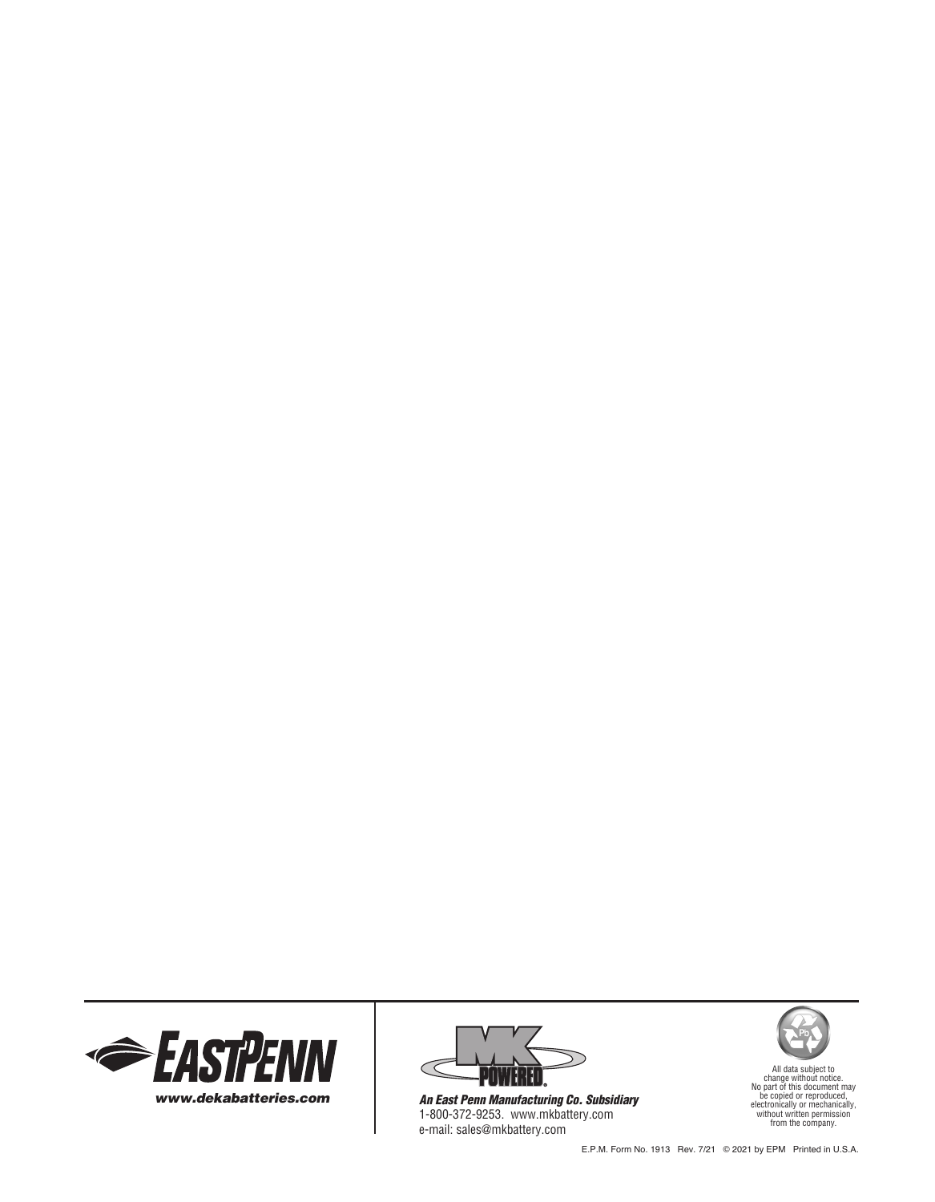EASTPENN

www.dekabatteries.com

MK POWERED®

***An East Penn Manufacturing Co. Subsidiary***

1-800-372-9253. www.mkbattery.com

e-mail: sales@mkbattery.com

All data subject to change without notice. No part of this document may be copied or reproduced, electronically or mechanically, without written permission from the company.

E.P.M. Form No. 1913 Rev. 7/21 © 2021 by EPM Printed in U.S.A.